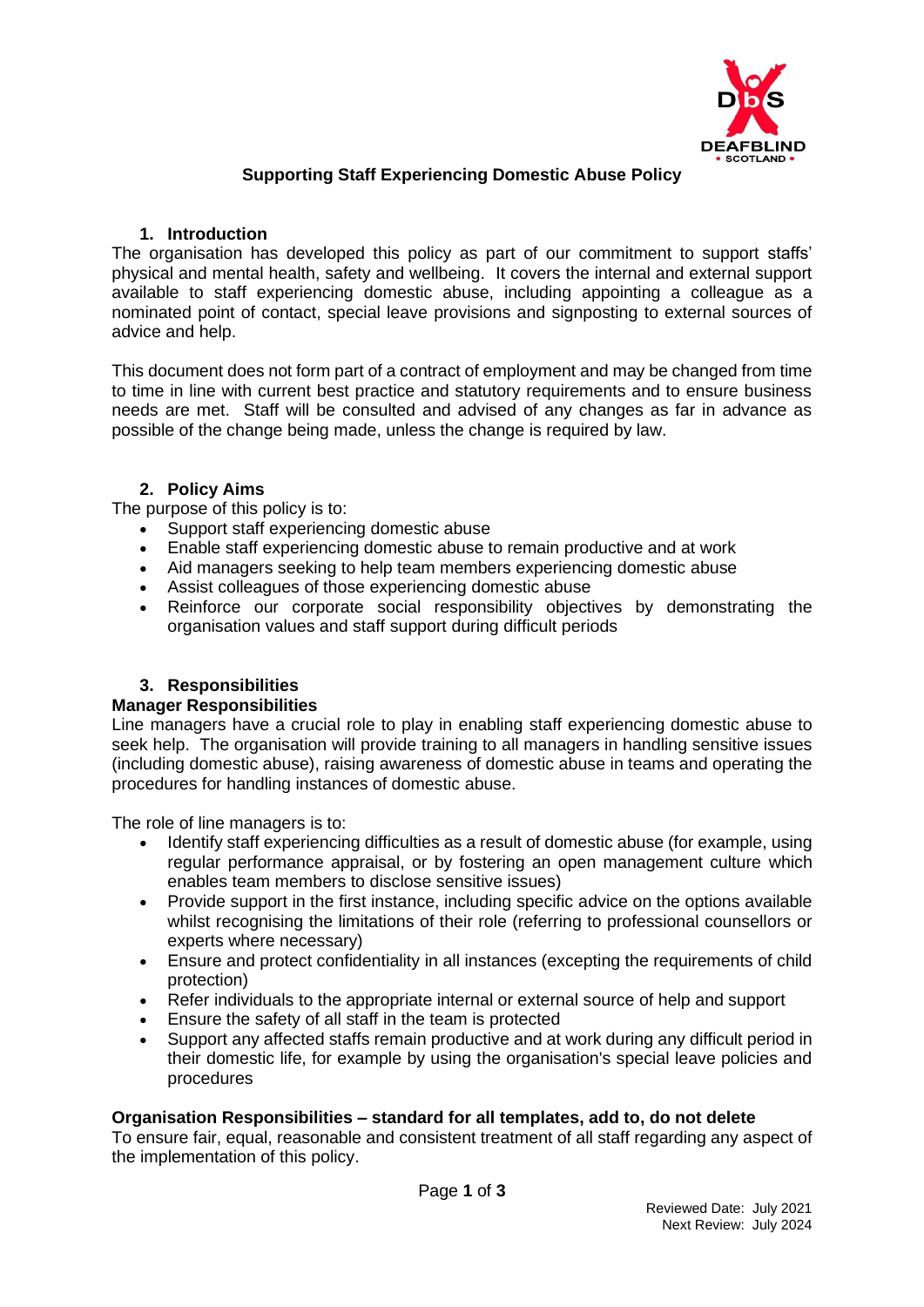# Supporting Staff Experiencing Domestic Abuse Policy

## 1. Introduction

The organisation has developed this policy as part of our commitment to support staffs' physical and mental health, safety and wellbeing. It covers the internal and external support available to staff experiencing domestic abuse, including appointing a colleague as a nominated point of contact, special leave provisions and signposting to external sources of advice and help.

This document does not form part of a contract of employment and may be changed from time to time in line with current best practice and statutory requirements and to ensure business needs are met. Staff will be consulted and advised of any changes as far in advance as possible of the change being made, unless the change is required by law.

## 2. Policy Aims

The purpose of this policy is to:

- Support staff experiencing domestic abuse
- Enable staff experiencing domestic abuse to remain productive and at work
- Aid managers seeking to help team members experiencing domestic abuse
- Assist colleagues of those experiencing domestic abuse
- Reinforce our corporate social responsibility objectives by demonstrating the organisation values and staff support during difficult periods

## 3. Responsibilities

### Manager Responsibilities

Line managers have a crucial role to play in enabling staff experiencing domestic abuse to seek help. The organisation will provide training to all managers in handling sensitive issues (including domestic abuse), raising awareness of domestic abuse in teams and operating the procedures for handling instances of domestic abuse.

The role of line managers is to:

- Identify staff experiencing difficulties as a result of domestic abuse (for example, using regular performance appraisal, or by fostering an open management culture which enables team members to disclose sensitive issues)
- Provide support in the first instance, including specific advice on the options available whilst recognising the limitations of their role (referring to professional counsellors or experts where necessary)
- Ensure and protect confidentiality in all instances (excepting the requirements of child protection)
- Refer individuals to the appropriate internal or external source of help and support
- Ensure the safety of all staff in the team is protected
- Support any affected staffs remain productive and at work during any difficult period in their domestic life, for example by using the organisation's special leave policies and procedures

### Organisation Responsibilities – standard for all templates, add to, do not delete

To ensure fair, equal, reasonable and consistent treatment of all staff regarding any aspect of the implementation of this policy.

Reviewed Date: July 2021
Next Review: July 2024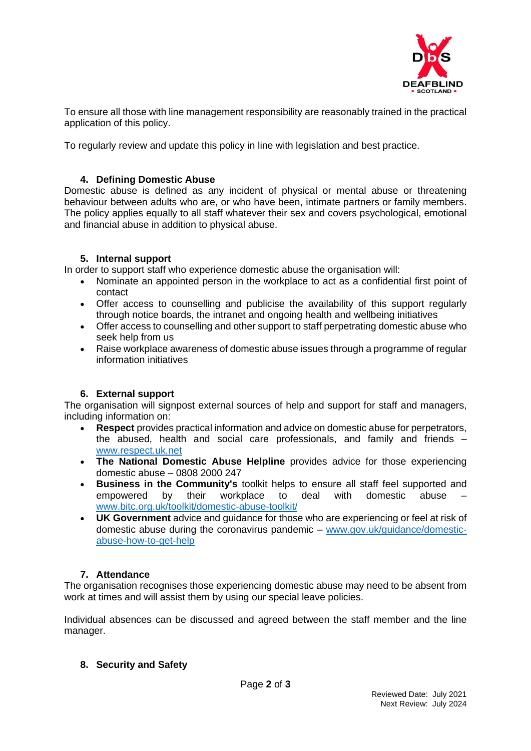To ensure all those with line management responsibility are reasonably trained in the practical application of this policy.

To regularly review and update this policy in line with legislation and best practice.

## 4. Defining Domestic Abuse

Domestic abuse is defined as any incident of physical or mental abuse or threatening behaviour between adults who are, or who have been, intimate partners or family members. The policy applies equally to all staff whatever their sex and covers psychological, emotional and financial abuse in addition to physical abuse.

## 5. Internal support

In order to support staff who experience domestic abuse the organisation will:

- Nominate an appointed person in the workplace to act as a confidential first point of contact
- Offer access to counselling and publicise the availability of this support regularly through notice boards, the intranet and ongoing health and wellbeing initiatives
- Offer access to counselling and other support to staff perpetrating domestic abuse who seek help from us
- Raise workplace awareness of domestic abuse issues through a programme of regular information initiatives

## 6. External support

The organisation will signpost external sources of help and support for staff and managers, including information on:

- **Respect** provides practical information and advice on domestic abuse for perpetrators, the abused, health and social care professionals, and family and friends – [www.respect.uk.net](http://www.respect.uk.net)
- **The National Domestic Abuse Helpline** provides advice for those experiencing domestic abuse – 0808 2000 247
- **Business in the Community's** toolkit helps to ensure all staff feel supported and empowered by their workplace to deal with domestic abuse – [www.bitc.org.uk/toolkit/domestic-abuse-toolkit/](http://www.bitc.org.uk/toolkit/domestic-abuse-toolkit/)
- **UK Government** advice and guidance for those who are experiencing or feel at risk of domestic abuse during the coronavirus pandemic – [www.gov.uk/guidance/domestic-abuse-how-to-get-help](http://www.gov.uk/guidance/domestic-abuse-how-to-get-help)

## 7. Attendance

The organisation recognises those experiencing domestic abuse may need to be absent from work at times and will assist them by using our special leave policies.

Individual absences can be discussed and agreed between the staff member and the line manager.

## 8. Security and Safety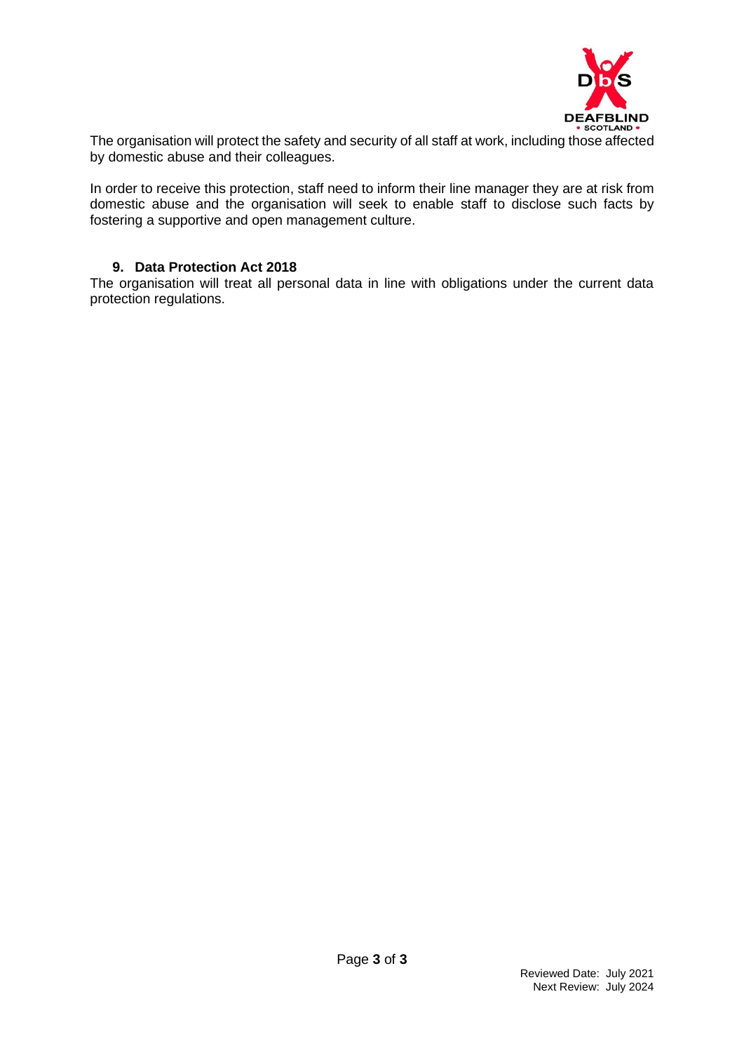The organisation will protect the safety and security of all staff at work, including those affected by domestic abuse and their colleagues.

In order to receive this protection, staff need to inform their line manager they are at risk from domestic abuse and the organisation will seek to enable staff to disclose such facts by fostering a supportive and open management culture.

### 9. Data Protection Act 2018

The organisation will treat all personal data in line with obligations under the current data protection regulations.